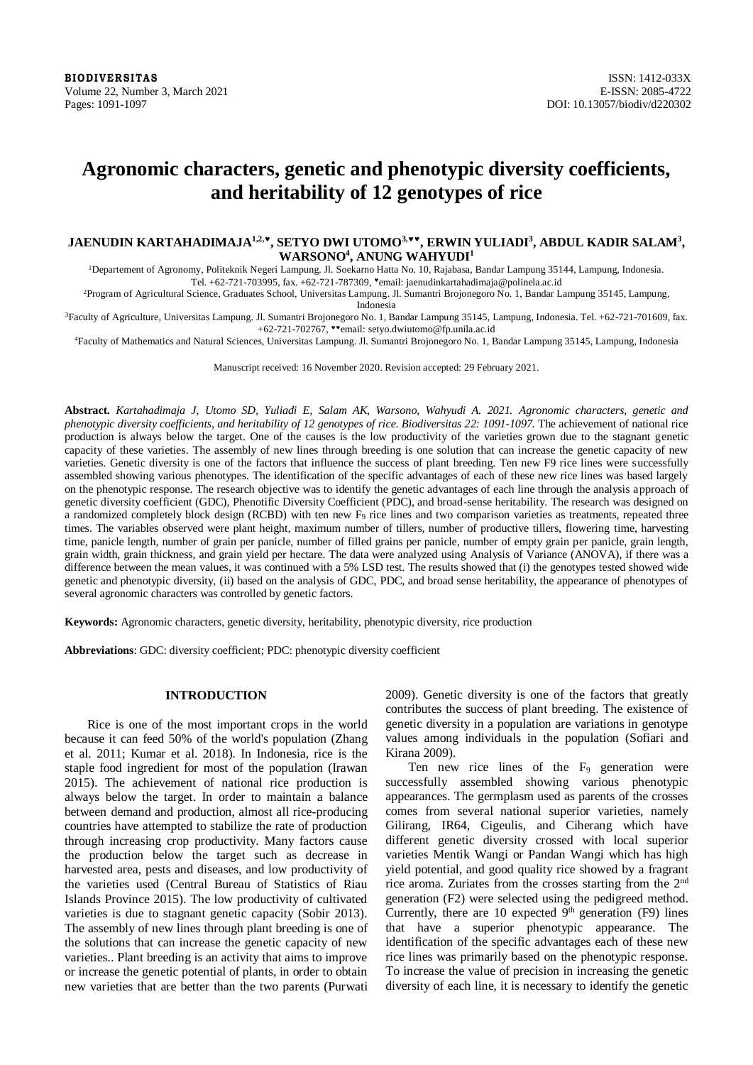# Agronomic characters, genetic and phenotypic diversity coefficients, and heritability of 12 genotypes of rice

**JAENUDIN KARTAHADIMAJA[1,2,♥], SETYO DWI UTOMO[3,♥♥], ERWIN YULIADI[3], ABDUL KADIR SALAM[3], WARSONO[4], ANUNG WAHYUDI[1]**

[1]Departement of Agronomy, Politeknik Negeri Lampung. Jl. Soekarno Hatta No. 10, Rajabasa, Bandar Lampung 35144, Lampung, Indonesia. Tel. +62-721-703995, fax. +62-721-787309, ♥email: jaenudinkartahadimaja@polinela.ac.id

[2]Program of Agricultural Science, Graduates School, Universitas Lampung. Jl. Sumantri Brojonegoro No. 1, Bandar Lampung 35145, Lampung, Indonesia

[3]Faculty of Agriculture, Universitas Lampung. Jl. Sumantri Brojonegoro No. 1, Bandar Lampung 35145, Lampung, Indonesia. Tel. +62-721-701609, fax. +62-721-702767, ♥♥email: setyo.dwiutomo@fp.unila.ac.id

[4]Faculty of Mathematics and Natural Sciences, Universitas Lampung. Jl. Sumantri Brojonegoro No. 1, Bandar Lampung 35145, Lampung, Indonesia

Manuscript received: 16 November 2020. Revision accepted: 29 February 2021.

**Abstract.** *Kartahadimaja J, Utomo SD, Yuliadi E, Salam AK, Warsono, Wahyudi A. 2021. Agronomic characters, genetic and phenotypic diversity coefficients, and heritability of 12 genotypes of rice. Biodiversitas 22: 1091-1097.* The achievement of national rice production is always below the target. One of the causes is the low productivity of the varieties grown due to the stagnant genetic capacity of these varieties. The assembly of new lines through breeding is one solution that can increase the genetic capacity of new varieties. Genetic diversity is one of the factors that influence the success of plant breeding. Ten new F9 rice lines were successfully assembled showing various phenotypes. The identification of the specific advantages of each of these new rice lines was based largely on the phenotypic response. The research objective was to identify the genetic advantages of each line through the analysis approach of genetic Diversity coefficient (GDC), Phenotific Diversity Coefficient (PDC), and broad-sense heritability. The research was designed on a randomized completely block design (RCBD) with ten new $F_9$ rice lines and two comparison varieties as treatments, repeated three times. The variables observed were plant height, maximum number of tillers, number of productive tillers, flowering time, harvesting time, panicle length, number of grain per panicle, number of filled grains per panicle, number of empty grain per panicle, grain length, grain width, grain thickness, and grain yield per hectare. The data were analyzed using Analysis of Variance (ANOVA), if there was a difference between the mean values, it was continued with a 5% LSD test. The results showed that (i) the genotypes tested showed wide genetic and phenotypic diversity, (ii) based on the analysis of GDC, PDC, and broad sense heritability, the appearance of phenotypes of several agronomic characters was controlled by genetic factors.

**Keywords:** Agronomic characters, genetic diversity, heritability, phenotypic diversity, rice production

**Abbreviations**: GDC: diversity coefficient; PDC: phenotypic diversity coefficient

## INTRODUCTION

Rice is one of the most important crops in the world because it can feed 50% of the world's population (Zhang et al. 2011; Kumar et al. 2018). In Indonesia, rice is the staple food ingredient for most of the population (Irawan 2015). The achievement of national rice production is always below the target. In order to maintain a balance between demand and production, almost all rice-producing countries have attempted to stabilize the rate of production through increasing crop productivity. Many factors cause the production below the target such as decrease in harvested area, pests and diseases, and low productivity of the varieties used (Central Bureau of Statistics of Riau Islands Province 2015). The low productivity of cultivated varieties is due to stagnant genetic capacity (Sobir 2013). The assembly of new lines through plant breeding is one of the solutions that can increase the genetic capacity of new varieties.. Plant breeding is an activity that aims to improve or increase the genetic potential of plants, in order to obtain new varieties that are better than the two parents (Purwati 2009). Genetic diversity is one of the factors that greatly contributes the success of plant breeding. The existence of genetic diversity in a population are variations in genotype values among individuals in the population (Sofiari and Kirana 2009).

Ten new rice lines of the $F_9$ generation were successfully assembled showing various phenotypic appearances. The germplasm used as parents of the crosses comes from several national superior varieties, namely Gilirang, IR64, Cigeulis, and Ciherang which have different genetic diversity crossed with local superior varieties Mentik Wangi or Pandan Wangi which has high yield potential, and good quality rice showed by a fragrant rice aroma. Zuriates from the crosses starting from the 2nd generation (F2) were selected using the pedigreed method. Currently, there are 10 expected 9th generation (F9) lines that have a superior phenotypic appearance. The identification of the specific advantages each of these new rice lines was primarily based on the phenotypic response. To increase the value of precision in increasing the genetic diversity of each line, it is necessary to identify the genetic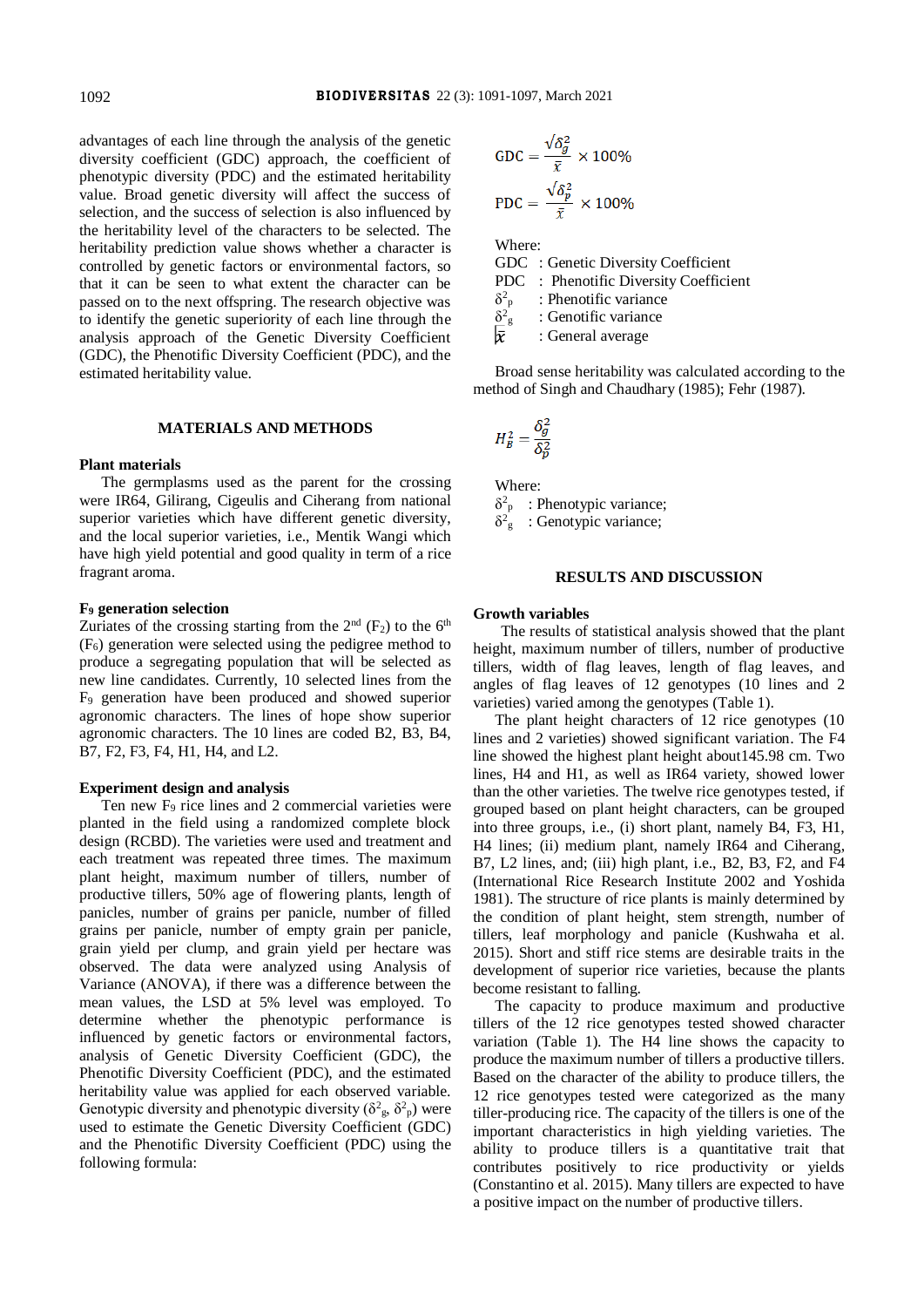advantages of each line through the analysis of the genetic diversity coefficient (GDC) approach, the coefficient of phenotypic diversity (PDC) and the estimated heritability value. Broad genetic diversity will affect the success of selection, and the success of selection is also influenced by the heritability level of the characters to be selected. The heritability prediction value shows whether a character is controlled by genetic factors or environmental factors, so that it can be seen to what extent the character can be passed on to the next offspring. The research objective was to identify the genetic superiority of each line through the analysis approach of the Genetic Diversity Coefficient (GDC), the Phenotific Diversity Coefficient (PDC), and the estimated heritability value.

## MATERIALS AND METHODS

### Plant materials

The germplasms used as the parent for the crossing were IR64, Gilirang, Cigeulis and Ciherang from national superior varieties which have different genetic diversity, and the local superior varieties, i.e., Mentik Wangi which have high yield potential and good quality in term of a rice fragrant aroma.

### $F_9$ generation selection

Zuriates of the crossing starting from the 2nd ($F_2$) to the 6th ($F_6$) generation were selected using the pedigree method to produce a segregating population that will be selected as new line candidates. Currently, 10 selected lines from the $F_9$ generation have been produced and showed superior agronomic characters. The lines of hope show superior agronomic characters. The 10 lines are coded B2, B3, B4, B7, F2, F3, F4, H1, H4, and L2.

### Experiment design and analysis

Ten new $F_9$ rice lines and 2 commercial varieties were planted in the field using a randomized complete block design (RCBD). The varieties were used and treatment and each treatment was repeated three times. The maximum plant height, maximum number of tillers, number of productive tillers, 50% age of flowering plants, length of panicles, number of grains per panicle, number of filled grains per panicle, number of empty grain per panicle, grain yield per clump, and grain yield per hectare was observed. The data were analyzed using Analysis of Variance (ANOVA), if there was a difference between the mean values, the LSD at 5% level was employed. To determine whether the phenotypic performance is influenced by genetic factors or environmental factors, analysis of Genetic Diversity Coefficient (GDC), the Phenotific Diversity Coefficient (PDC), and the estimated heritability value was applied for each observed variable. Genotypic diversity and phenotypic diversity ($\delta^2_g$, $\delta^2_p$) were used to estimate the Genetic Diversity Coefficient (GDC) and the Phenotific Diversity Coefficient (PDC) using the following formula:

$$\mathrm{GDC} = \frac{\sqrt{\delta_g^2}}{\bar{x}} \times 100\%$$

$$\mathrm{PDC} = \frac{\sqrt{\delta_p^2}}{\bar{x}} \times 100\%$$

Where:
GDC : Genetic Diversity Coefficient
PDC : Phenotific Diversity Coefficient
$\delta^2_p$ : Phenotific variance
$\delta^2_g$ : Genotific variance
$\bar{x}$ : General average

Broad sense heritability was calculated according to the method of Singh and Chaudhary (1985); Fehr (1987).

$$H_B^2 = \frac{\delta_g^2}{\delta_p^2}$$

Where:
$\delta^2_p$ : Phenotypic variance;
$\delta^2_g$ : Genotypic variance;

## RESULTS AND DISCUSSION

### Growth variables

The results of statistical analysis showed that the plant height, maximum number of tillers, number of productive tillers, width of flag leaves, length of flag leaves, and angles of flag leaves of 12 genotypes (10 lines and 2 varieties) varied among the genotypes (Table 1).

The plant height characters of 12 rice genotypes (10 lines and 2 varieties) showed significant variation. The F4 line showed the highest plant height about145.98 cm. Two lines, H4 and H1, as well as IR64 variety, showed lower than the other varieties. The twelve rice genotypes tested, if grouped based on plant height characters, can be grouped into three groups, i.e., (i) short plant, namely B4, F3, H1, H4 lines; (ii) medium plant, namely IR64 and Ciherang, B7, L2 lines, and; (iii) high plant, i.e., B2, B3, F2, and F4 (International Rice Research Institute 2002 and Yoshida 1981). The structure of rice plants is mainly determined by the condition of plant height, stem strength, number of tillers, leaf morphology and panicle (Kushwaha et al. 2015). Short and stiff rice stems are desirable traits in the development of superior rice varieties, because the plants become resistant to falling.

The capacity to produce maximum and productive tillers of the 12 rice genotypes tested showed character variation (Table 1). The H4 line shows the capacity to produce the maximum number of tillers a productive tillers. Based on the character of the ability to produce tillers, the 12 rice genotypes tested were categorized as the many tiller-producing rice. The capacity of the tillers is one of the important characteristics in high yielding varieties. The ability to produce tillers is a quantitative trait that contributes positively to rice productivity or yields (Constantino et al. 2015). Many tillers are expected to have a positive impact on the number of productive tillers.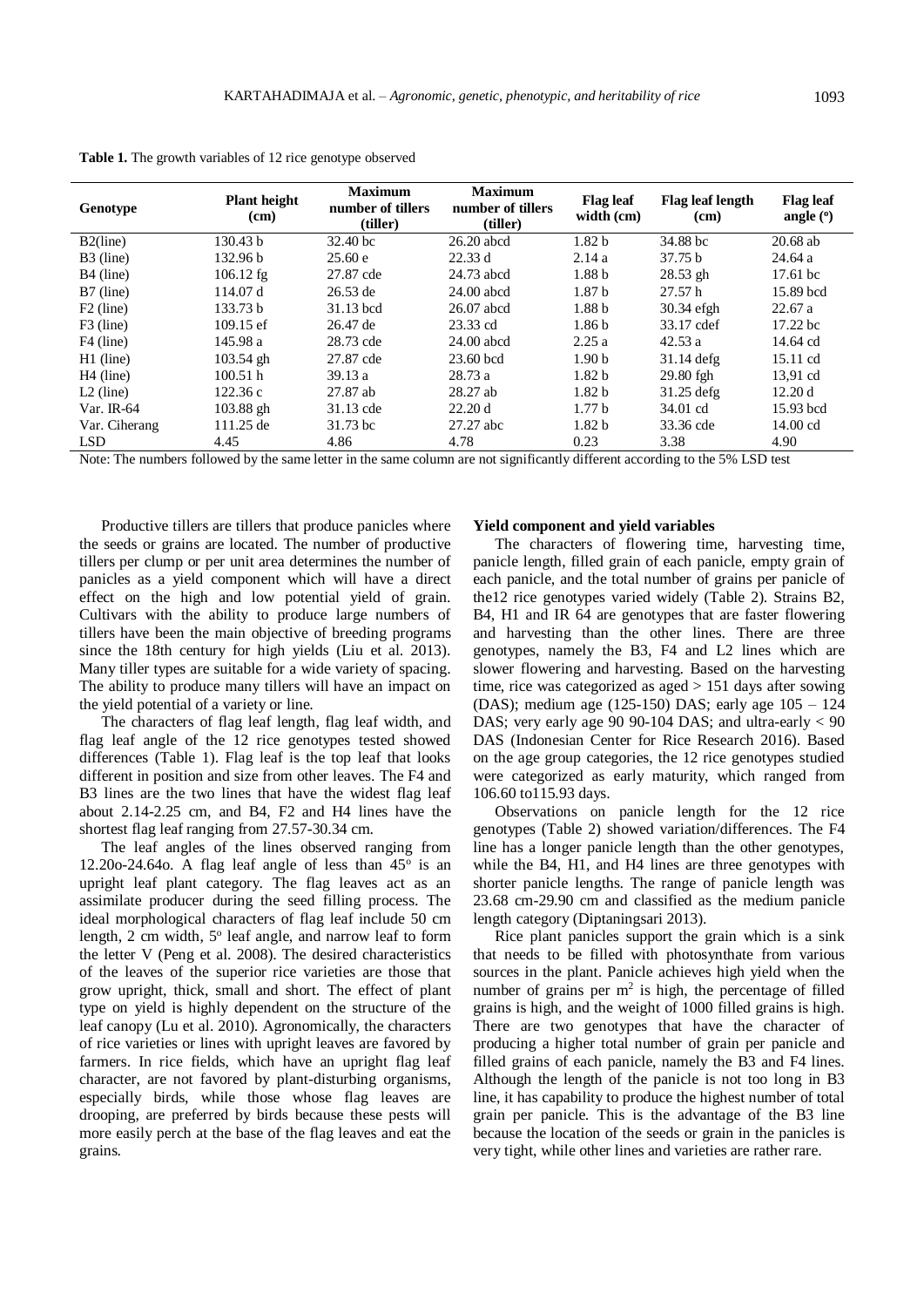**Table 1.** The growth variables of 12 rice genotype observed

| Genotype | Plant height (cm) | Maximum number of tillers (tiller) | Maximum number of tillers (tiller) | Flag leaf width (cm) | Flag leaf length (cm) | Flag leaf angle (°) |
|---|---|---|---|---|---|---|
| B2(line) | 130.43 b | 32.40 bc | 26.20 abcd | 1.82 b | 34.88 bc | 20.68 ab |
| B3 (line) | 132.96 b | 25.60 e | 22.33 d | 2.14 a | 37.75 b | 24.64 a |
| B4 (line) | 106.12 fg | 27.87 cde | 24.73 abcd | 1.88 b | 28.53 gh | 17.61 bc |
| B7 (line) | 114.07 d | 26.53 de | 24.00 abcd | 1.87 b | 27.57 h | 15.89 bcd |
| F2 (line) | 133.73 b | 31.13 bcd | 26.07 abcd | 1.88 b | 30.34 efgh | 22.67 a |
| F3 (line) | 109.15 ef | 26.47 de | 23.33 cd | 1.86 b | 33.17 cdef | 17.22 bc |
| F4 (line) | 145.98 a | 28.73 cde | 24.00 abcd | 2.25 a | 42.53 a | 14.64 cd |
| H1 (line) | 103.54 gh | 27.87 cde | 23.60 bcd | 1.90 b | 31.14 defg | 15.11 cd |
| H4 (line) | 100.51 h | 39.13 a | 28.73 a | 1.82 b | 29.80 fgh | 13,91 cd |
| L2 (line) | 122.36 c | 27.87 ab | 28.27 ab | 1.82 b | 31.25 defg | 12.20 d |
| Var. IR-64 | 103.88 gh | 31.13 cde | 22.20 d | 1.77 b | 34.01 cd | 15.93 bcd |
| Var. Ciherang | 111.25 de | 31.73 bc | 27.27 abc | 1.82 b | 33.36 cde | 14.00 cd |
| LSD | 4.45 | 4.86 | 4.78 | 0.23 | 3.38 | 4.90 |

Note: The numbers followed by the same letter in the same column are not significantly different according to the 5% LSD test

Productive tillers are tillers that produce panicles where the seeds or grains are located. The number of productive tillers per clump or per unit area determines the number of panicles as a yield component which will have a direct effect on the high and low potential yield of grain. Cultivars with the ability to produce large numbers of tillers have been the main objective of breeding programs since the 18th century for high yields (Liu et al. 2013). Many tiller types are suitable for a wide variety of spacing. The ability to produce many tillers will have an impact on the yield potential of a variety or line.

The characters of flag leaf length, flag leaf width, and flag leaf angle of the 12 rice genotypes tested showed differences (Table 1). Flag leaf is the top leaf that looks different in position and size from other leaves. The F4 and B3 lines are the two lines that have the widest flag leaf about 2.14-2.25 cm, and B4, F2 and H4 lines have the shortest flag leaf ranging from 27.57-30.34 cm.

The leaf angles of the lines observed ranging from 12.20o-24.64o. A flag leaf angle of less than 45° is an upright leaf plant category. The flag leaves act as an assimilate producer during the seed filling process. The ideal morphological characters of flag leaf include 50 cm length, 2 cm width, 5° leaf angle, and narrow leaf to form the letter V (Peng et al. 2008). The desired characteristics of the leaves of the superior rice varieties are those that grow upright, thick, small and short. The effect of plant type on yield is highly dependent on the structure of the leaf canopy (Lu et al. 2010). Agronomically, the characters of rice varieties or lines with upright leaves are favored by farmers. In rice fields, which have an upright flag leaf character, are not favored by plant-disturbing organisms, especially birds, while those whose flag leaves are drooping, are preferred by birds because these pests will more easily perch at the base of the flag leaves and eat the grains.

### Yield component and yield variables

The characters of flowering time, harvesting time, panicle length, filled grain of each panicle, empty grain of each panicle, and the total number of grains per panicle of the12 rice genotypes varied widely (Table 2). Strains B2, B4, H1 and IR 64 are genotypes that are faster flowering and harvesting than the other lines. There are three genotypes, namely the B3, F4 and L2 lines which are slower flowering and harvesting. Based on the harvesting time, rice was categorized as aged > 151 days after sowing (DAS); medium age (125-150) DAS; early age 105 – 124 DAS; very early age 90 90-104 DAS; and ultra-early < 90 DAS (Indonesian Center for Rice Research 2016). Based on the age group categories, the 12 rice genotypes studied were categorized as early maturity, which ranged from 106.60 to115.93 days.

Observations on panicle length for the 12 rice genotypes (Table 2) showed variation/differences. The F4 line has a longer panicle length than the other genotypes, while the B4, H1, and H4 lines are three genotypes with shorter panicle lengths. The range of panicle length was 23.68 cm-29.90 cm and classified as the medium panicle length category (Diptaningsari 2013).

Rice plant panicles support the grain which is a sink that needs to be filled with photosynthate from various sources in the plant. Panicle achieves high yield when the number of grains per m$^2$ is high, the percentage of filled grains is high, and the weight of 1000 filled grains is high. There are two genotypes that have the character of producing a higher total number of grain per panicle and filled grains of each panicle, namely the B3 and F4 lines. Although the length of the panicle is not too long in B3 line, it has capability to produce the highest number of total grain per panicle. This is the advantage of the B3 line because the location of the seeds or grain in the panicles is very tight, while other lines and varieties are rather rare.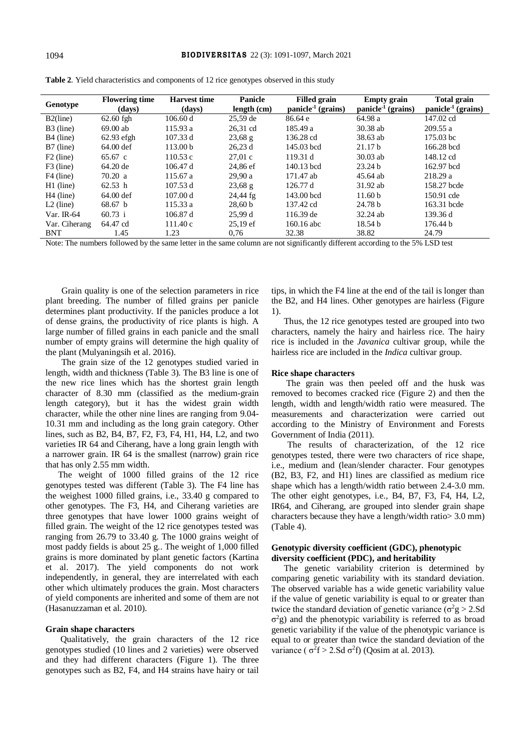**Table 2**. Yield characteristics and components of 12 rice genotypes observed in this study

| Genotype | Flowering time (days) | Harvest time (days) | Panicle length (cm) | Filled grain panicle$^{-1}$ (grains) | Empty grain panicle$^{-1}$ (grains) | Total grain panicle$^{-1}$ (grains) |
|---|---|---|---|---|---|---|
| B2(line) | 62.60 fgh | 106.60 d | 25,59 de | 86.64 e | 64.98 a | 147.02 cd |
| B3 (line) | 69.00 ab | 115.93 a | 26,31 cd | 185.49 a | 30.38 ab | 209.55 a |
| B4 (line) | 62.93 efgh | 107.33 d | 23,68 g | 136.28 cd | 38.63 ab | 175.03 bc |
| B7 (line) | 64.00 def | 113.00 b | 26,23 d | 145.03 bcd | 21.17 b | 166.28 bcd |
| F2 (line) | 65.67 c | 110.53 c | 27,01 c | 119.31 d | 30.03 ab | 148.12 cd |
| F3 (line) | 64.20 de | 106.47 d | 24,86 ef | 140.13 bcd | 23.24 b | 162.97 bcd |
| F4 (line) | 70.20 a | 115.67 a | 29,90 a | 171.47 ab | 45.64 ab | 218.29 a |
| H1 (line) | 62.53 h | 107.53 d | 23,68 g | 126.77 d | 31.92 ab | 158.27 bcde |
| H4 (line) | 64.00 def | 107.00 d | 24,44 fg | 143.00 bcd | 11.60 b | 150.91 cde |
| L2 (line) | 68.67 b | 115.33 a | 28,60 b | 137.42 cd | 24.78 b | 163.31 bcde |
| Var. IR-64 | 60.73 i | 106.87 d | 25,99 d | 116.39 de | 32.24 ab | 139.36 d |
| Var. Ciherang | 64.47 cd | 111.40 c | 25,19 ef | 160.16 abc | 18.54 b | 176.44 b |
| BNT | 1.45 | 1.23 | 0,76 | 32.38 | 38.82 | 24.79 |

Note: The numbers followed by the same letter in the same column are not significantly different according to the 5% LSD test

Grain quality is one of the selection parameters in rice plant breeding. The number of filled grains per panicle determines plant productivity. If the panicles produce a lot of dense grains, the productivity of rice plants is high. A large number of filled grains in each panicle and the small number of empty grains will determine the high quality of the plant (Mulyaningsih et al. 2016).

The grain size of the 12 genotypes studied varied in length, width and thickness (Table 3). The B3 line is one of the new rice lines which has the shortest grain length character of 8.30 mm (classified as the medium-grain length category), but it has the widest grain width character, while the other nine lines are ranging from 9.04-10.31 mm and including as the long grain category. Other lines, such as B2, B4, B7, F2, F3, F4, H1, H4, L2, and two varieties IR 64 and Ciherang, have a long grain length with a narrower grain. IR 64 is the smallest (narrow) grain rice that has only 2.55 mm width.

The weight of 1000 filled grains of the 12 rice genotypes tested was different (Table 3). The F4 line has the weighest 1000 filled grains, i.e., 33.40 g compared to other genotypes. The F3, H4, and Ciherang varieties are three genotypes that have lower 1000 grains weight of filled grain. The weight of the 12 rice genotypes tested was ranging from 26.79 to 33.40 g. The 1000 grains weight of most paddy fields is about 25 g.. The weight of 1,000 filled grains is more dominated by plant genetic factors (Kartina et al. 2017). The yield components do not work independently, in general, they are interrelated with each other which ultimately produces the grain. Most characters of yield components are inherited and some of them are not (Hasanuzzaman et al. 2010).

#### Grain shape characters

Qualitatively, the grain characters of the 12 rice genotypes studied (10 lines and 2 varieties) were observed and they had different characters (Figure 1). The three genotypes such as B2, F4, and H4 strains have hairy or tail tips, in which the F4 line at the end of the tail is longer than the B2, and H4 lines. Other genotypes are hairless (Figure 1).

Thus, the 12 rice genotypes tested are grouped into two characters, namely the hairy and hairless rice. The hairy rice is included in the *Javanica* cultivar group, while the hairless rice are included in the *Indica* cultivar group.

#### Rice shape characters

The grain was then peeled off and the husk was removed to becomes cracked rice (Figure 2) and then the length, width and length/width ratio were measured. The measurements and characterization were carried out according to the Ministry of Environment and Forests Government of India (2011).

The results of characterization, of the 12 rice genotypes tested, there were two characters of rice shape, i.e., medium and (lean/slender character. Four genotypes (B2, B3, F2, and H1) lines are classified as medium rice shape which has a length/width ratio between 2.4-3.0 mm. The other eight genotypes, i.e., B4, B7, F3, F4, H4, L2, IR64, and Ciherang, are grouped into slender grain shape characters because they have a length/width ratio> 3.0 mm) (Table 4).

#### Genotypic diversity coefficient (GDC), phenotypic diversity coefficient (PDC), and heritability

The genetic variability criterion is determined by comparing genetic variability with its standard deviation. The observed variable has a wide genetic variability value if the value of genetic variability is equal to or greater than twice the standard deviation of genetic variance ($\sigma^2g > 2.Sd\ \sigma^2g$) and the phenotypic variability is referred to as broad genetic variability if the value of the phenotypic variance is equal to or greater than twice the standard deviation of the variance ( $\sigma^2f > 2.Sd\ \sigma^2f$) (Qosim at al. 2013).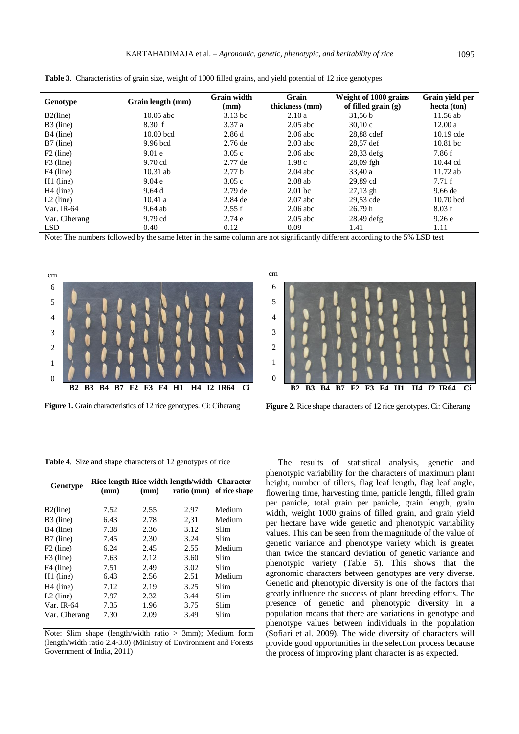**Table 3**. Characteristics of grain size, weight of 1000 filled grains, and yield potential of 12 rice genotypes

| Genotype | Grain length (mm) | Grain width (mm) | Grain thickness (mm) | Weight of 1000 grains of filled grain (g) | Grain yield per hecta (ton) |
|---|---|---|---|---|---|
| B2(line) | 10.05 abc | 3.13 bc | 2.10 a | 31,56 b | 11.56 ab |
| B3 (line) | 8.30 f | 3.37 a | 2.05 abc | 30,10 c | 12.00 a |
| B4 (line) | 10.00 bcd | 2.86 d | 2.06 abc | 28,88 cdef | 10.19 cde |
| B7 (line) | 9.96 bcd | 2.76 de | 2.03 abc | 28,57 def | 10.81 bc |
| F2 (line) | 9.01 e | 3.05 c | 2.06 abc | 28,33 defg | 7.86 f |
| F3 (line) | 9.70 cd | 2.77 de | 1.98 c | 28,09 fgh | 10.44 cd |
| F4 (line) | 10.31 ab | 2.77 b | 2.04 abc | 33,40 a | 11.72 ab |
| H1 (line) | 9.04 e | 3.05 c | 2.08 ab | 29,89 cd | 7.71 f |
| H4 (line) | 9.64 d | 2.79 de | 2.01 bc | 27,13 gh | 9.66 de |
| L2 (line) | 10.41 a | 2.84 de | 2.07 abc | 29,53 cde | 10.70 bcd |
| Var. IR-64 | 9.64 ab | 2.55 f | 2.06 abc | 26.79 h | 8.03 f |
| Var. Ciherang | 9.79 cd | 2.74 e | 2.05 abc | 28.49 defg | 9.26 e |
| LSD | 0.40 | 0.12 | 0.09 | 1.41 | 1.11 |

Note: The numbers followed by the same letter in the same column are not significantly different according to the 5% LSD test

**Figure 1.** Grain characteristics of 12 rice genotypes. Ci: Ciherang

**Figure 2.** Rice shape characters of 12 rice genotypes. Ci: Ciherang

**Table 4**. Size and shape characters of 12 genotypes of rice

| Genotype | Rice length (mm) | Rice width (mm) | length/width ratio (mm) | Character of rice shape |
|---|---|---|---|---|
| B2(line) | 7.52 | 2.55 | 2.97 | Medium |
| B3 (line) | 6.43 | 2.78 | 2,31 | Medium |
| B4 (line) | 7.38 | 2.36 | 3.12 | Slim |
| B7 (line) | 7.45 | 2.30 | 3.24 | Slim |
| F2 (line) | 6.24 | 2.45 | 2.55 | Medium |
| F3 (line) | 7.63 | 2.12 | 3.60 | Slim |
| F4 (line) | 7.51 | 2.49 | 3.02 | Slim |
| H1 (line) | 6.43 | 2.56 | 2.51 | Medium |
| H4 (line) | 7.12 | 2.19 | 3.25 | Slim |
| L2 (line) | 7.97 | 2.32 | 3.44 | Slim |
| Var. IR-64 | 7.35 | 1.96 | 3.75 | Slim |
| Var. Ciherang | 7.30 | 2.09 | 3.49 | Slim |

Note: Slim shape (length/width ratio > 3mm); Medium form (length/width ratio 2.4-3.0) (Ministry of Environment and Forests Government of India, 2011)

The results of statistical analysis, genetic and phenotypic variability for the characters of maximum plant height, number of tillers, flag leaf length, flag leaf angle, flowering time, harvesting time, panicle length, filled grain per panicle, total grain per panicle, grain length, grain width, weight 1000 grains of filled grain, and grain yield per hectare have wide genetic and phenotypic variability values. This can be seen from the magnitude of the value of genetic variance and phenotype variety which is greater than twice the standard deviation of genetic variance and phenotypic variety (Table 5). This shows that the agronomic characters between genotypes are very diverse. Genetic and phenotypic diversity is one of the factors that greatly influence the success of plant breeding efforts. The presence of genetic and phenotypic diversity in a population means that there are variations in genotype and phenotype values between individuals in the population (Sofiari et al. 2009). The wide diversity of characters will provide good opportunities in the selection process because the process of improving plant character is as expected.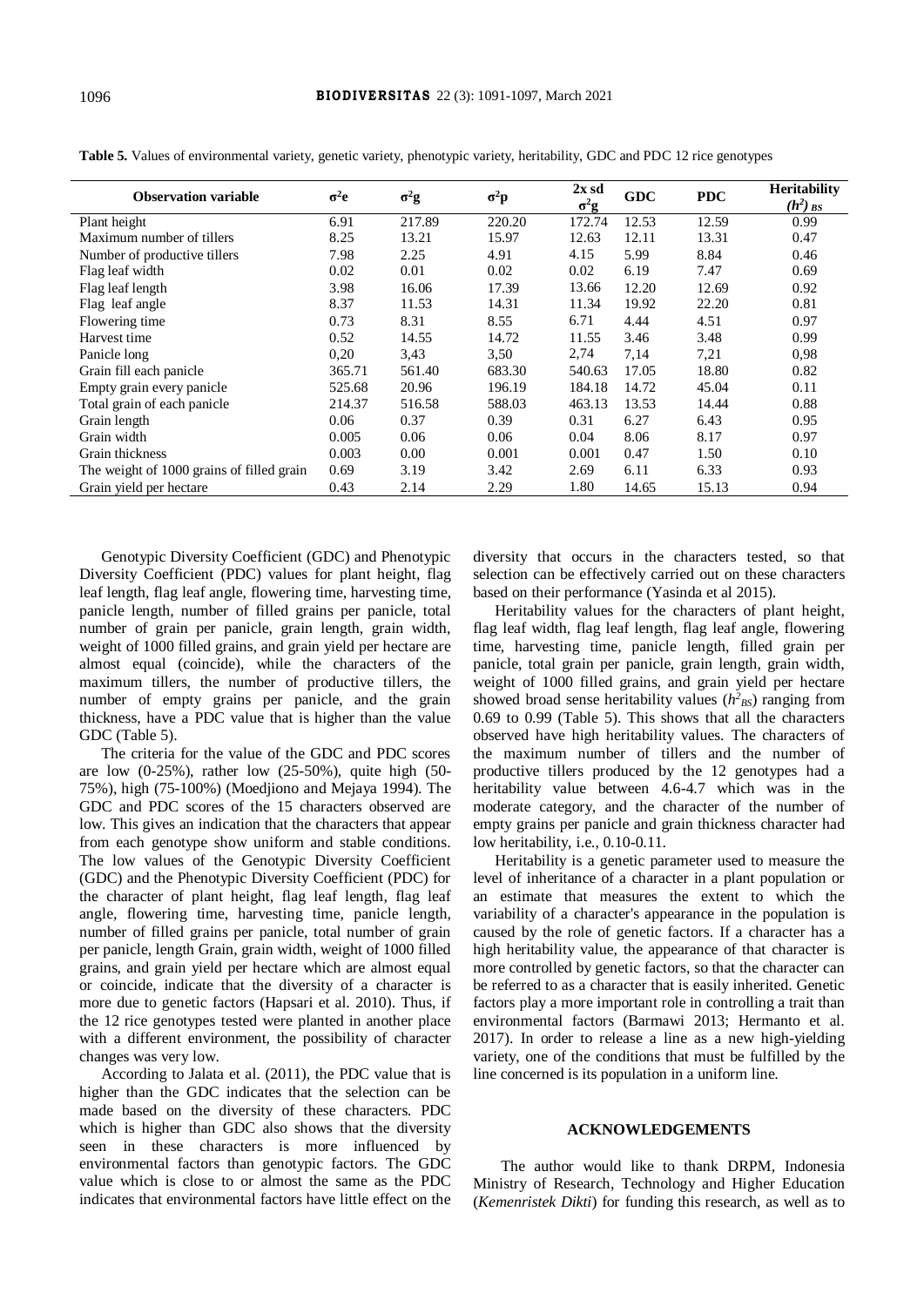**Table 5.** Values of environmental variety, genetic variety, phenotypic variety, heritability, GDC and PDC 12 rice genotypes

| Observation variable | $\sigma^2$e | $\sigma^2$g | $\sigma^2$p | 2x sd $\sigma^2$g | GDC | PDC | Heritability $(h^2)_{BS}$ |
|---|---|---|---|---|---|---|---|
| Plant height | 6.91 | 217.89 | 220.20 | 172.74 | 12.53 | 12.59 | 0.99 |
| Maximum number of tillers | 8.25 | 13.21 | 15.97 | 12.63 | 12.11 | 13.31 | 0.47 |
| Number of productive tillers | 7.98 | 2.25 | 4.91 | 4.15 | 5.99 | 8.84 | 0.46 |
| Flag leaf width | 0.02 | 0.01 | 0.02 | 0.02 | 6.19 | 7.47 | 0.69 |
| Flag leaf length | 3.98 | 16.06 | 17.39 | 13.66 | 12.20 | 12.69 | 0.92 |
| Flag leaf angle | 8.37 | 11.53 | 14.31 | 11.34 | 19.92 | 22.20 | 0.81 |
| Flowering time | 0.73 | 8.31 | 8.55 | 6.71 | 4.44 | 4.51 | 0.97 |
| Harvest time | 0.52 | 14.55 | 14.72 | 11.55 | 3.46 | 3.48 | 0.99 |
| Panicle long | 0,20 | 3,43 | 3,50 | 2,74 | 7,14 | 7,21 | 0,98 |
| Grain fill each panicle | 365.71 | 561.40 | 683.30 | 540.63 | 17.05 | 18.80 | 0.82 |
| Empty grain every panicle | 525.68 | 20.96 | 196.19 | 184.18 | 14.72 | 45.04 | 0.11 |
| Total grain of each panicle | 214.37 | 516.58 | 588.03 | 463.13 | 13.53 | 14.44 | 0.88 |
| Grain length | 0.06 | 0.37 | 0.39 | 0.31 | 6.27 | 6.43 | 0.95 |
| Grain width | 0.005 | 0.06 | 0.06 | 0.04 | 8.06 | 8.17 | 0.97 |
| Grain thickness | 0.003 | 0.00 | 0.001 | 0.001 | 0.47 | 1.50 | 0.10 |
| The weight of 1000 grains of filled grain | 0.69 | 3.19 | 3.42 | 2.69 | 6.11 | 6.33 | 0.93 |
| Grain yield per hectare | 0.43 | 2.14 | 2.29 | 1.80 | 14.65 | 15.13 | 0.94 |

Genotypic Diversity Coefficient (GDC) and Phenotypic Diversity Coefficient (PDC) values for plant height, flag leaf length, flag leaf angle, flowering time, harvesting time, panicle length, number of filled grains per panicle, total number of grain per panicle, grain length, grain width, weight of 1000 filled grains, and grain yield per hectare are almost equal (coincide), while the characters of the maximum tillers, the number of productive tillers, the number of empty grains per panicle, and the grain thickness, have a PDC value that is higher than the value GDC (Table 5).

The criteria for the value of the GDC and PDC scores are low (0-25%), rather low (25-50%), quite high (50-75%), high (75-100%) (Moedjiono and Mejaya 1994). The GDC and PDC scores of the 15 characters observed are low. This gives an indication that the characters that appear from each genotype show uniform and stable conditions. The low values of the Genotypic Diversity Coefficient (GDC) and the Phenotypic Diversity Coefficient (PDC) for the character of plant height, flag leaf length, flag leaf angle, flowering time, harvesting time, panicle length, number of filled grains per panicle, total number of grain per panicle, length Grain, grain width, weight of 1000 filled grains, and grain yield per hectare which are almost equal or coincide, indicate that the diversity of a character is more due to genetic factors (Hapsari et al. 2010). Thus, if the 12 rice genotypes tested were planted in another place with a different environment, the possibility of character changes was very low.

According to Jalata et al. (2011), the PDC value that is higher than the GDC indicates that the selection can be made based on the diversity of these characters. PDC which is higher than GDC also shows that the diversity seen in these characters is more influenced by environmental factors than genotypic factors. The GDC value which is close to or almost the same as the PDC indicates that environmental factors have little effect on the diversity that occurs in the characters tested, so that selection can be effectively carried out on these characters based on their performance (Yasinda et al 2015).

Heritability values for the characters of plant height, flag leaf width, flag leaf length, flag leaf angle, flowering time, harvesting time, panicle length, filled grain per panicle, total grain per panicle, grain length, grain width, weight of 1000 filled grains, and grain yield per hectare showed broad sense heritability values ($h^2_{BS}$) ranging from 0.69 to 0.99 (Table 5). This shows that all the characters observed have high heritability values. The characters of the maximum number of tillers and the number of productive tillers produced by the 12 genotypes had a heritability value between 4.6-4.7 which was in the moderate category, and the character of the number of empty grains per panicle and grain thickness character had low heritability, i.e., 0.10-0.11.

Heritability is a genetic parameter used to measure the level of inheritance of a character in a plant population or an estimate that measures the extent to which the variability of a character's appearance in the population is caused by the role of genetic factors. If a character has a high heritability value, the appearance of that character is more controlled by genetic factors, so that the character can be referred to as a character that is easily inherited. Genetic factors play a more important role in controlling a trait than environmental factors (Barmawi 2013; Hermanto et al. 2017). In order to release a line as a new high-yielding variety, one of the conditions that must be fulfilled by the line concerned is its population in a uniform line.

## ACKNOWLEDGEMENTS

The author would like to thank DRPM, Indonesia Ministry of Research, Technology and Higher Education (*Kemenristek Dikti*) for funding this research, as well as to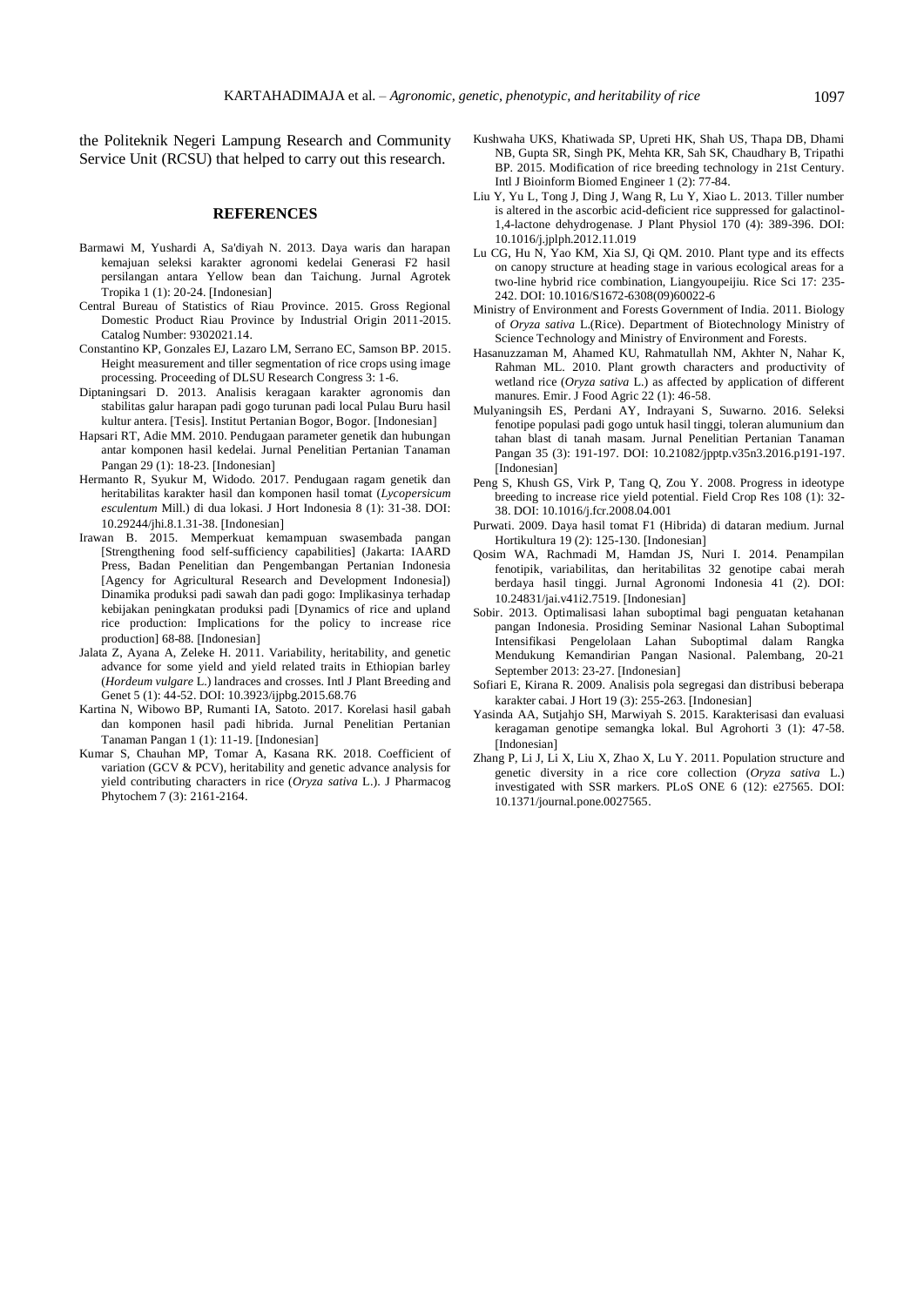the Politeknik Negeri Lampung Research and Community Service Unit (RCSU) that helped to carry out this research.

## REFERENCES

Barmawi M, Yushardi A, Sa'diyah N. 2013. Daya waris dan harapan kemajuan seleksi karakter agronomi kedelai Generasi F2 hasil persilangan antara Yellow bean dan Taichung. Jurnal Agrotek Tropika 1 (1): 20-24. [Indonesian]

Central Bureau of Statistics of Riau Province. 2015. Gross Regional Domestic Product Riau Province by Industrial Origin 2011-2015. Catalog Number: 9302021.14.

Constantino KP, Gonzales EJ, Lazaro LM, Serrano EC, Samson BP. 2015. Height measurement and tiller segmentation of rice crops using image processing. Proceeding of DLSU Research Congress 3: 1-6.

Diptaningsari D. 2013. Analisis keragaan karakter agronomis dan stabilitas galur harapan padi gogo turunan padi local Pulau Buru hasil kultur antera. [Tesis]. Institut Pertanian Bogor, Bogor. [Indonesian]

Hapsari RT, Adie MM. 2010. Pendugaan parameter genetik dan hubungan antar komponen hasil kedelai. Jurnal Penelitian Pertanian Tanaman Pangan 29 (1): 18-23. [Indonesian]

Hermanto R, Syukur M, Widodo. 2017. Pendugaan ragam genetik dan heritabilitas karakter hasil dan komponen hasil tomat (*Lycopersicum esculentum* Mill.) di dua lokasi. J Hort Indonesia 8 (1): 31-38. DOI: 10.29244/jhi.8.1.31-38. [Indonesian]

Irawan B. 2015. Memperkuat kemampuan swasembada pangan [Strengthening food self-sufficiency capabilities] (Jakarta: IAARD Press, Badan Penelitian dan Pengembangan Pertanian Indonesia [Agency for Agricultural Research and Development Indonesia]) Dinamika produksi padi sawah dan padi gogo: Implikasinya terhadap kebijakan peningkatan produksi padi [Dynamics of rice and upland rice production: Implications for the policy to increase rice production] 68-88. [Indonesian]

Jalata Z, Ayana A, Zeleke H. 2011. Variability, heritability, and genetic advance for some yield and yield related traits in Ethiopian barley (*Hordeum vulgare* L.) landraces and crosses. Intl J Plant Breeding and Genet 5 (1): 44-52. DOI: 10.3923/ijpbg.2015.68.76

Kartina N, Wibowo BP, Rumanti IA, Satoto. 2017. Korelasi hasil gabah dan komponen hasil padi hibrida. Jurnal Penelitian Pertanian Tanaman Pangan 1 (1): 11-19. [Indonesian]

Kumar S, Chauhan MP, Tomar A, Kasana RK. 2018. Coefficient of variation (GCV & PCV), heritability and genetic advance analysis for yield contributing characters in rice (*Oryza sativa* L.). J Pharmacog Phytochem 7 (3): 2161-2164.

Kushwaha UKS, Khatiwada SP, Upreti HK, Shah US, Thapa DB, Dhami NB, Gupta SR, Singh PK, Mehta KR, Sah SK, Chaudhary B, Tripathi BP. 2015. Modification of rice breeding technology in 21st Century. Intl J Bioinform Biomed Engineer 1 (2): 77-84.

Liu Y, Yu L, Tong J, Ding J, Wang R, Lu Y, Xiao L. 2013. Tiller number is altered in the ascorbic acid-deficient rice suppressed for galactinol-1,4-lactone dehydrogenase. J Plant Physiol 170 (4): 389-396. DOI: 10.1016/j.jplph.2012.11.019

Lu CG, Hu N, Yao KM, Xia SJ, Qi QM. 2010. Plant type and its effects on canopy structure at heading stage in various ecological areas for a two-line hybrid rice combination, Liangyoupeijiu. Rice Sci 17: 235-242. DOI: 10.1016/S1672-6308(09)60022-6

Ministry of Environment and Forests Government of India. 2011. Biology of *Oryza sativa* L.(Rice). Department of Biotechnology Ministry of Science Technology and Ministry of Environment and Forests.

Hasanuzzaman M, Ahamed KU, Rahmatullah NM, Akhter N, Nahar K, Rahman ML. 2010. Plant growth characters and productivity of wetland rice (*Oryza sativa* L.) as affected by application of different manures. Emir. J Food Agric 22 (1): 46-58.

Mulyaningsih ES, Perdani AY, Indrayani S, Suwarno. 2016. Seleksi fenotipe populasi padi gogo untuk hasil tinggi, toleran alumunium dan tahan blast di tanah masam. Jurnal Penelitian Pertanian Tanaman Pangan 35 (3): 191-197. DOI: 10.21082/jpptp.v35n3.2016.p191-197. [Indonesian]

Peng S, Khush GS, Virk P, Tang Q, Zou Y. 2008. Progress in ideotype breeding to increase rice yield potential. Field Crop Res 108 (1): 32-38. DOI: 10.1016/j.fcr.2008.04.001

Purwati. 2009. Daya hasil tomat F1 (Hibrida) di dataran medium. Jurnal Hortikultura 19 (2): 125-130. [Indonesian]

Qosim WA, Rachmadi M, Hamdan JS, Nuri I. 2014. Penampilan fenotipik, variabilitas, dan heritabilitas 32 genotipe cabai merah berdaya hasil tinggi. Jurnal Agronomi Indonesia 41 (2). DOI: 10.24831/jai.v41i2.7519. [Indonesian]

Sobir. 2013. Optimalisasi lahan suboptimal bagi penguatan ketahanan pangan Indonesia. Prosiding Seminar Nasional Lahan Suboptimal Intensifikasi Pengelolaan Lahan Suboptimal dalam Rangka Mendukung Kemandirian Pangan Nasional. Palembang, 20-21 September 2013: 23-27. [Indonesian]

Sofiari E, Kirana R. 2009. Analisis pola segregasi dan distribusi beberapa karakter cabai. J Hort 19 (3): 255-263. [Indonesian]

Yasinda AA, Sutjahjo SH, Marwiyah S. 2015. Karakterisasi dan evaluasi keragaman genotipe semangka lokal. Bul Agrohorti 3 (1): 47-58. [Indonesian]

Zhang P, Li J, Li X, Liu X, Zhao X, Lu Y. 2011. Population structure and genetic diversity in a rice core collection (*Oryza sativa* L.) investigated with SSR markers. PLoS ONE 6 (12): e27565. DOI: 10.1371/journal.pone.0027565.